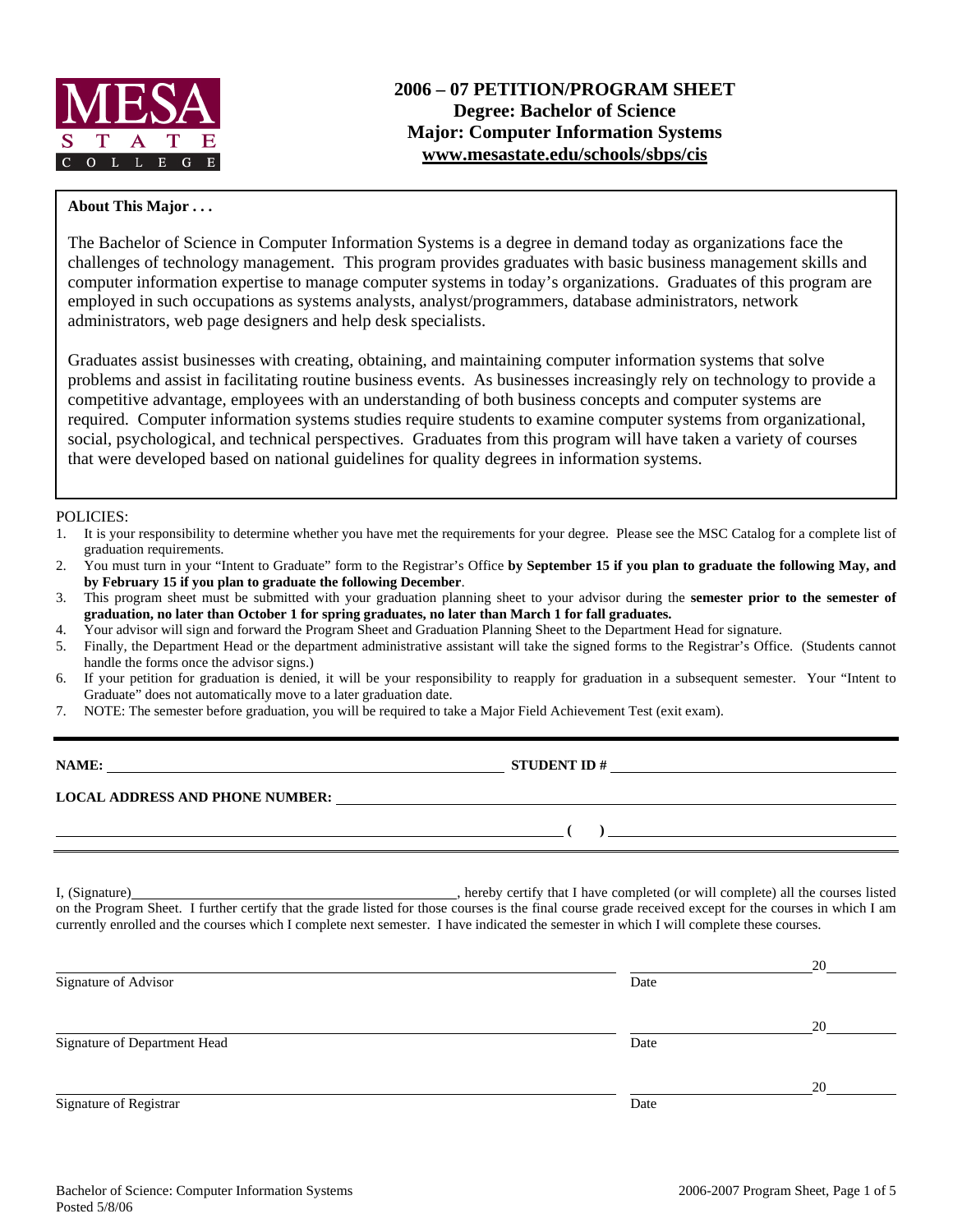MESA STATE COLLEGE

# 2006 – 07 PETITION/PROGRAM SHEET
## Degree: Bachelor of Science
## Major: Computer Information Systems
## www.mesastate.edu/schools/sbps/cis

**About This Major . . .**

The Bachelor of Science in Computer Information Systems is a degree in demand today as organizations face the challenges of technology management. This program provides graduates with basic business management skills and computer information expertise to manage computer systems in today's organizations. Graduates of this program are employed in such occupations as systems analysts, analyst/programmers, database administrators, network administrators, web page designers and help desk specialists.

Graduates assist businesses with creating, obtaining, and maintaining computer information systems that solve problems and assist in facilitating routine business events. As businesses increasingly rely on technology to provide a competitive advantage, employees with an understanding of both business concepts and computer systems are required. Computer information systems studies require students to examine computer systems from organizational, social, psychological, and technical perspectives. Graduates from this program will have taken a variety of courses that were developed based on national guidelines for quality degrees in information systems.

POLICIES:

1. It is your responsibility to determine whether you have met the requirements for your degree. Please see the MSC Catalog for a complete list of graduation requirements.
2. You must turn in your "Intent to Graduate" form to the Registrar's Office **by September 15 if you plan to graduate the following May, and by February 15 if you plan to graduate the following December**.
3. This program sheet must be submitted with your graduation planning sheet to your advisor during the **semester prior to the semester of graduation, no later than October 1 for spring graduates, no later than March 1 for fall graduates.**
4. Your advisor will sign and forward the Program Sheet and Graduation Planning Sheet to the Department Head for signature.
5. Finally, the Department Head or the department administrative assistant will take the signed forms to the Registrar's Office. (Students cannot handle the forms once the advisor signs.)
6. If your petition for graduation is denied, it will be your responsibility to reapply for graduation in a subsequent semester. Your "Intent to Graduate" does not automatically move to a later graduation date.
7. NOTE: The semester before graduation, you will be required to take a Major Field Achievement Test (exit exam).

---

**NAME:** ______________________________ **STUDENT ID #** ______________________________

**LOCAL ADDRESS AND PHONE NUMBER:** ______________________________

______________________________ **( )** ______________________________

---

I, (Signature)______________________________, hereby certify that I have completed (or will complete) all the courses listed on the Program Sheet. I further certify that the grade listed for those courses is the final course grade received except for the courses in which I am currently enrolled and the courses which I complete next semester. I have indicated the semester in which I will complete these courses.

______________________________ ______________ 20______
Signature of Advisor Date

______________________________ ______________ 20______
Signature of Department Head Date

______________________________ ______________ 20______
Signature of Registrar Date

Bachelor of Science: Computer Information Systems
Posted 5/8/06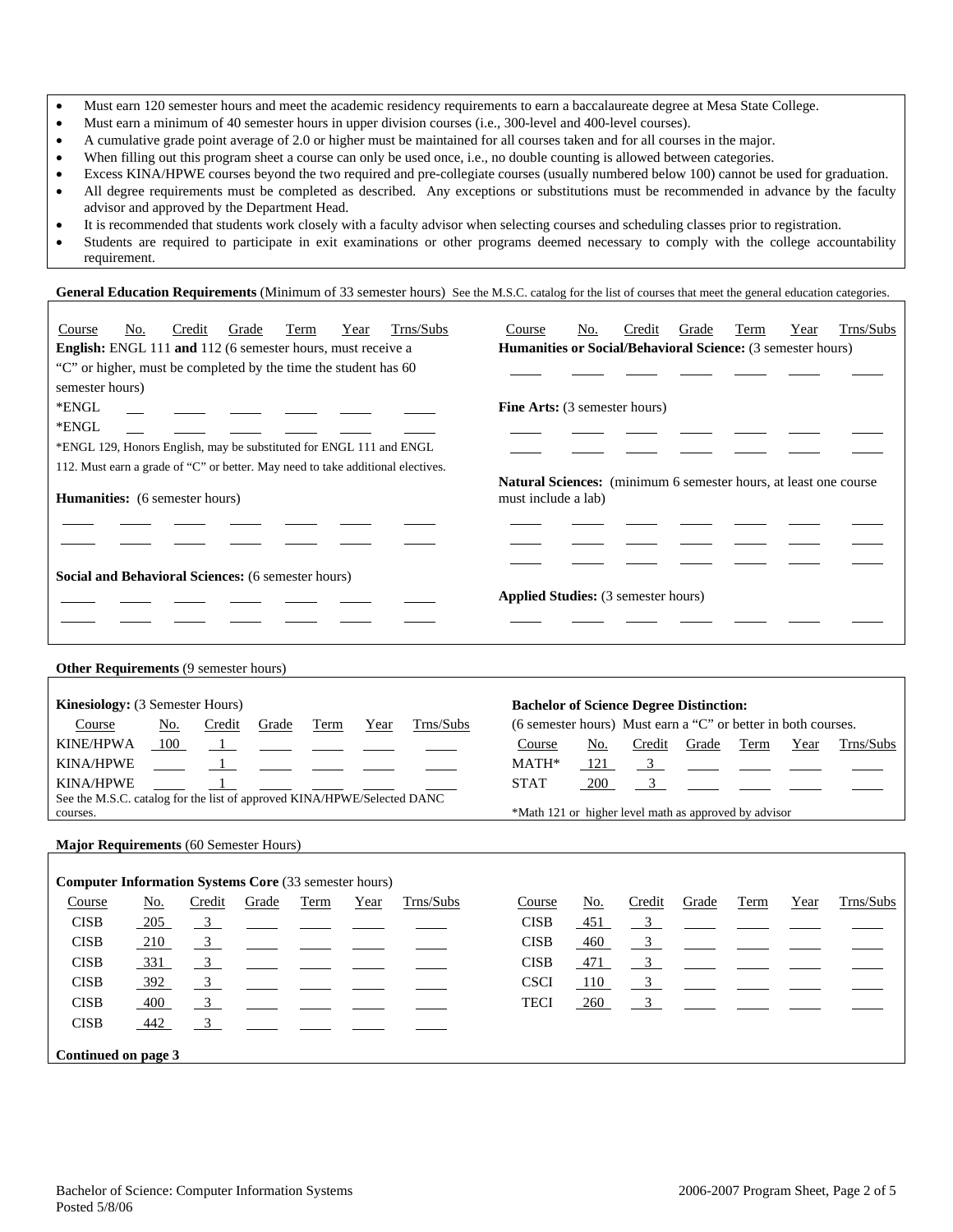- Must earn 120 semester hours and meet the academic residency requirements to earn a baccalaureate degree at Mesa State College.
- Must earn a minimum of 40 semester hours in upper division courses (i.e., 300-level and 400-level courses).
- A cumulative grade point average of 2.0 or higher must be maintained for all courses taken and for all courses in the major.
- When filling out this program sheet a course can only be used once, i.e., no double counting is allowed between categories.
- Excess KINA/HPWE courses beyond the two required and pre-collegiate courses (usually numbered below 100) cannot be used for graduation.
- All degree requirements must be completed as described. Any exceptions or substitutions must be recommended in advance by the faculty advisor and approved by the Department Head.
- It is recommended that students work closely with a faculty advisor when selecting courses and scheduling classes prior to registration.
- Students are required to participate in exit examinations or other programs deemed necessary to comply with the college accountability requirement.

**General Education Requirements** (Minimum of 33 semester hours) See the M.S.C. catalog for the list of courses that meet the general education categories.

**English:** ENGL 111 **and** 112 (6 semester hours, must receive a "C" or higher, must be completed by the time the student has 60 semester hours)

| Course | No. | Credit | Grade | Term | Year | Trns/Subs |
|---|---|---|---|---|---|---|
| *ENGL | | | | | | |
| *ENGL | | | | | | |

*ENGL 129, Honors English, may be substituted for ENGL 111 and ENGL 112. Must earn a grade of "C" or better. May need to take additional electives.

**Humanities:** (6 semester hours)

| Course | No. | Credit | Grade | Term | Year | Trns/Subs |
|---|---|---|---|---|---|---|
| | | | | | | |
| | | | | | | |

**Social and Behavioral Sciences:** (6 semester hours)

| Course | No. | Credit | Grade | Term | Year | Trns/Subs |
|---|---|---|---|---|---|---|
| | | | | | | |
| | | | | | | |

**Humanities or Social/Behavioral Science:** (3 semester hours)

| Course | No. | Credit | Grade | Term | Year | Trns/Subs |
|---|---|---|---|---|---|---|
| | | | | | | |

**Fine Arts:** (3 semester hours)

| Course | No. | Credit | Grade | Term | Year | Trns/Subs |
|---|---|---|---|---|---|---|
| | | | | | | |
| | | | | | | |

**Natural Sciences:** (minimum 6 semester hours, at least one course must include a lab)

| Course | No. | Credit | Grade | Term | Year | Trns/Subs |
|---|---|---|---|---|---|---|
| | | | | | | |
| | | | | | | |
| | | | | | | |

**Applied Studies:** (3 semester hours)

| Course | No. | Credit | Grade | Term | Year | Trns/Subs |
|---|---|---|---|---|---|---|
| | | | | | | |

**Other Requirements** (9 semester hours)

**Kinesiology:** (3 Semester Hours)

| Course | No. | Credit | Grade | Term | Year | Trns/Subs |
|---|---|---|---|---|---|---|
| KINE/HPWA | 100 | 1 | | | | |
| KINA/HPWE | | 1 | | | | |
| KINA/HPWE | | 1 | | | | |

See the M.S.C. catalog for the list of approved KINA/HPWE/Selected DANC courses.

**Bachelor of Science Degree Distinction:**
(6 semester hours) Must earn a "C" or better in both courses.

| Course | No. | Credit | Grade | Term | Year | Trns/Subs |
|---|---|---|---|---|---|---|
| MATH* | 121 | 3 | | | | |
| STAT | 200 | 3 | | | | |

*Math 121 or higher level math as approved by advisor

**Major Requirements** (60 Semester Hours)

**Computer Information Systems Core** (33 semester hours)

| Course | No. | Credit | Grade | Term | Year | Trns/Subs |
|---|---|---|---|---|---|---|
| CISB | 205 | 3 | | | | |
| CISB | 210 | 3 | | | | |
| CISB | 331 | 3 | | | | |
| CISB | 392 | 3 | | | | |
| CISB | 400 | 3 | | | | |
| CISB | 442 | 3 | | | | |
| CISB | 451 | 3 | | | | |
| CISB | 460 | 3 | | | | |
| CISB | 471 | 3 | | | | |
| CSCI | 110 | 3 | | | | |
| TECI | 260 | 3 | | | | |

**Continued on page 3**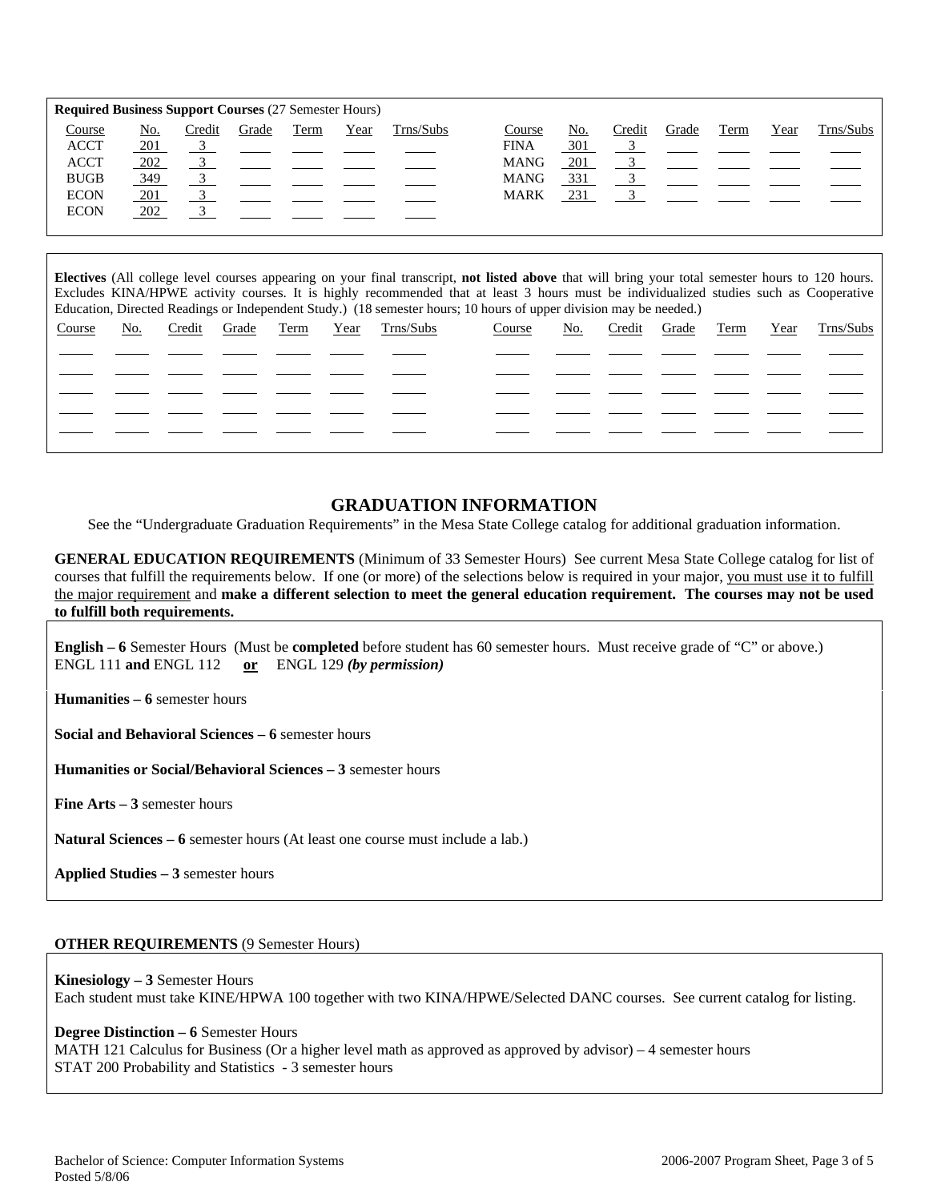**Required Business Support Courses** (27 Semester Hours)

| Course | No. | Credit | Grade | Term | Year | Trns/Subs | Course | No. | Credit | Grade | Term | Year | Trns/Subs |
|---|---|---|---|---|---|---|---|---|---|---|---|---|---|
| ACCT | 201 | 3 | | | | | FINA | 301 | 3 | | | | |
| ACCT | 202 | 3 | | | | | MANG | 201 | 3 | | | | |
| BUGB | 349 | 3 | | | | | MANG | 331 | 3 | | | | |
| ECON | 201 | 3 | | | | | MARK | 231 | 3 | | | | |
| ECON | 202 | 3 | | | | | | | | | | | |

**Electives** (All college level courses appearing on your final transcript, **not listed above** that will bring your total semester hours to 120 hours. Excludes KINA/HPWE activity courses. It is highly recommended that at least 3 hours must be individualized studies such as Cooperative Education, Directed Readings or Independent Study.) (18 semester hours; 10 hours of upper division may be needed.)

| Course | No. | Credit | Grade | Term | Year | Trns/Subs | Course | No. | Credit | Grade | Term | Year | Trns/Subs |
|---|---|---|---|---|---|---|---|---|---|---|---|---|---|
| | | | | | | | | | | | | | |
| | | | | | | | | | | | | | |
| | | | | | | | | | | | | | |
| | | | | | | | | | | | | | |
| | | | | | | | | | | | | | |

## GRADUATION INFORMATION

See the "Undergraduate Graduation Requirements" in the Mesa State College catalog for additional graduation information.

**GENERAL EDUCATION REQUIREMENTS** (Minimum of 33 Semester Hours) See current Mesa State College catalog for list of courses that fulfill the requirements below. If one (or more) of the selections below is required in your major, you must use it to fulfill the major requirement and **make a different selection to meet the general education requirement. The courses may not be used to fulfill both requirements.**

**English – 6** Semester Hours (Must be **completed** before student has 60 semester hours. Must receive grade of "C" or above.)
ENGL 111 **and** ENGL 112 **or** ENGL 129 ***(by permission)***

**Humanities – 6** semester hours

**Social and Behavioral Sciences – 6** semester hours

**Humanities or Social/Behavioral Sciences – 3** semester hours

**Fine Arts – 3** semester hours

**Natural Sciences – 6** semester hours (At least one course must include a lab.)

**Applied Studies – 3** semester hours

**OTHER REQUIREMENTS** (9 Semester Hours)

**Kinesiology – 3** Semester Hours
Each student must take KINE/HPWA 100 together with two KINA/HPWE/Selected DANC courses. See current catalog for listing.

**Degree Distinction – 6** Semester Hours
MATH 121 Calculus for Business (Or a higher level math as approved as approved by advisor) – 4 semester hours
STAT 200 Probability and Statistics - 3 semester hours

Bachelor of Science: Computer Information Systems
Posted 5/8/06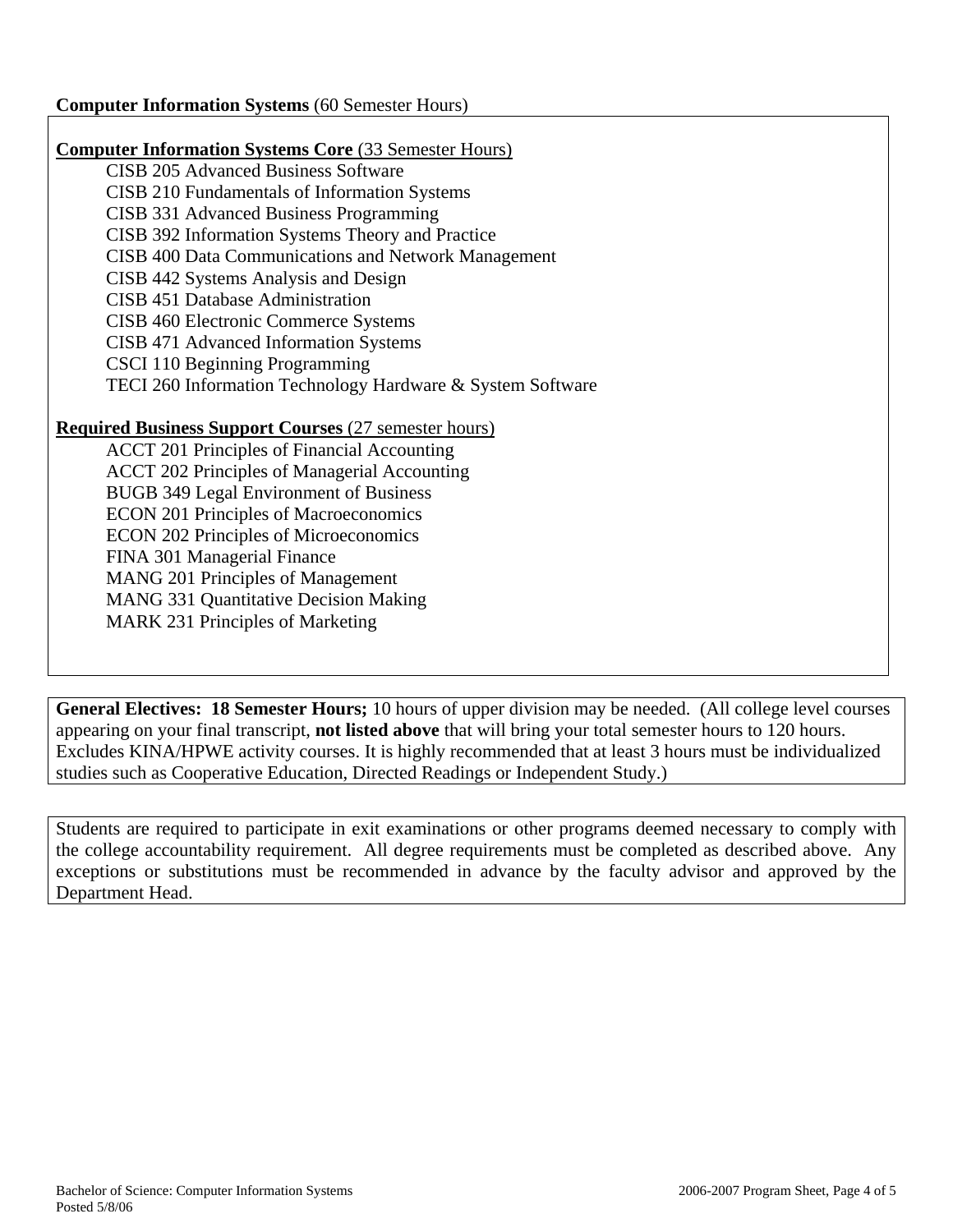**Computer Information Systems** (60 Semester Hours)

**Computer Information Systems Core** (33 Semester Hours)

- CISB 205 Advanced Business Software
- CISB 210 Fundamentals of Information Systems
- CISB 331 Advanced Business Programming
- CISB 392 Information Systems Theory and Practice
- CISB 400 Data Communications and Network Management
- CISB 442 Systems Analysis and Design
- CISB 451 Database Administration
- CISB 460 Electronic Commerce Systems
- CISB 471 Advanced Information Systems
- CSCI 110 Beginning Programming
- TECI 260 Information Technology Hardware & System Software

**Required Business Support Courses** (27 semester hours)

- ACCT 201 Principles of Financial Accounting
- ACCT 202 Principles of Managerial Accounting
- BUGB 349 Legal Environment of Business
- ECON 201 Principles of Macroeconomics
- ECON 202 Principles of Microeconomics
- FINA 301 Managerial Finance
- MANG 201 Principles of Management
- MANG 331 Quantitative Decision Making
- MARK 231 Principles of Marketing

**General Electives: 18 Semester Hours;** 10 hours of upper division may be needed. (All college level courses appearing on your final transcript, **not listed above** that will bring your total semester hours to 120 hours. Excludes KINA/HPWE activity courses. It is highly recommended that at least 3 hours must be individualized studies such as Cooperative Education, Directed Readings or Independent Study.)

Students are required to participate in exit examinations or other programs deemed necessary to comply with the college accountability requirement. All degree requirements must be completed as described above. Any exceptions or substitutions must be recommended in advance by the faculty advisor and approved by the Department Head.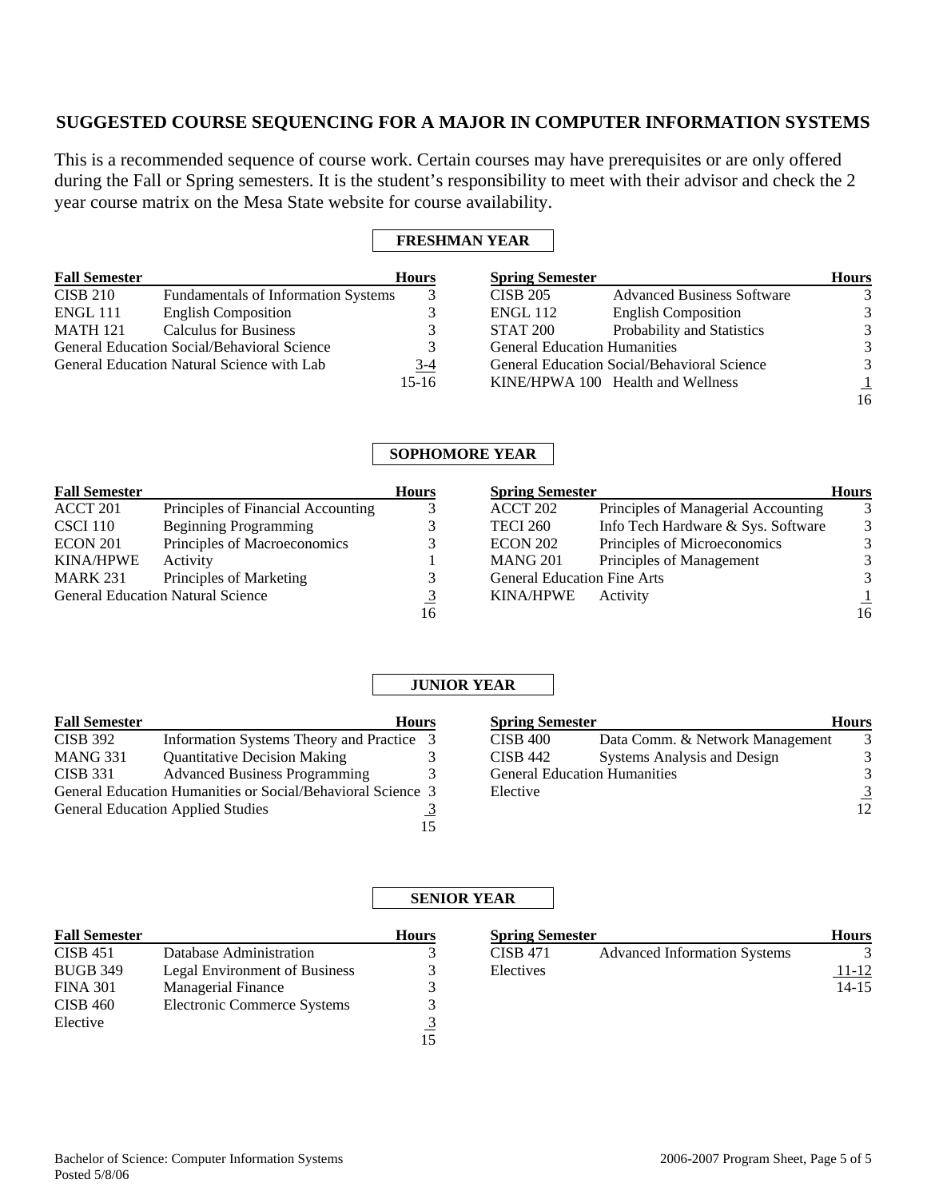## SUGGESTED COURSE SEQUENCING FOR A MAJOR IN COMPUTER INFORMATION SYSTEMS

This is a recommended sequence of course work. Certain courses may have prerequisites or are only offered during the Fall or Spring semesters. It is the student's responsibility to meet with their advisor and check the 2 year course matrix on the Mesa State website for course availability.

### FRESHMAN YEAR

| Fall Semester | | Hours | Spring Semester | | Hours |
|---|---|---|---|---|---|
| CISB 210 | Fundamentals of Information Systems | 3 | CISB 205 | Advanced Business Software | 3 |
| ENGL 111 | English Composition | 3 | ENGL 112 | English Composition | 3 |
| MATH 121 | Calculus for Business | 3 | STAT 200 | Probability and Statistics | 3 |
| General Education Social/Behavioral Science | | 3 | General Education Humanities | | 3 |
| General Education Natural Science with Lab | | 3-4 | General Education Social/Behavioral Science | | 3 |
| | | 15-16 | KINE/HPWA 100 | Health and Wellness | 1 |
| | | | | | 16 |

### SOPHOMORE YEAR

| Fall Semester | | Hours | Spring Semester | | Hours |
|---|---|---|---|---|---|
| ACCT 201 | Principles of Financial Accounting | 3 | ACCT 202 | Principles of Managerial Accounting | 3 |
| CSCI 110 | Beginning Programming | 3 | TECI 260 | Info Tech Hardware & Sys. Software | 3 |
| ECON 201 | Principles of Macroeconomics | 3 | ECON 202 | Principles of Microeconomics | 3 |
| KINA/HPWE | Activity | 1 | MANG 201 | Principles of Management | 3 |
| MARK 231 | Principles of Marketing | 3 | General Education Fine Arts | | 3 |
| General Education Natural Science | | 3 | KINA/HPWE | Activity | 1 |
| | | 16 | | | 16 |

### JUNIOR YEAR

| Fall Semester | | Hours | Spring Semester | | Hours |
|---|---|---|---|---|---|
| CISB 392 | Information Systems Theory and Practice | 3 | CISB 400 | Data Comm. & Network Management | 3 |
| MANG 331 | Quantitative Decision Making | 3 | CISB 442 | Systems Analysis and Design | 3 |
| CISB 331 | Advanced Business Programming | 3 | General Education Humanities | | 3 |
| General Education Humanities or Social/Behavioral Science | | 3 | Elective | | 3 |
| General Education Applied Studies | | 3 | | | 12 |
| | | 15 | | | |

### SENIOR YEAR

| Fall Semester | | Hours | Spring Semester | | Hours |
|---|---|---|---|---|---|
| CISB 451 | Database Administration | 3 | CISB 471 | Advanced Information Systems | 3 |
| BUGB 349 | Legal Environment of Business | 3 | Electives | | 11-12 |
| FINA 301 | Managerial Finance | 3 | | | 14-15 |
| CISB 460 | Electronic Commerce Systems | 3 | | | |
| Elective | | 3 | | | |
| | | 15 | | | |